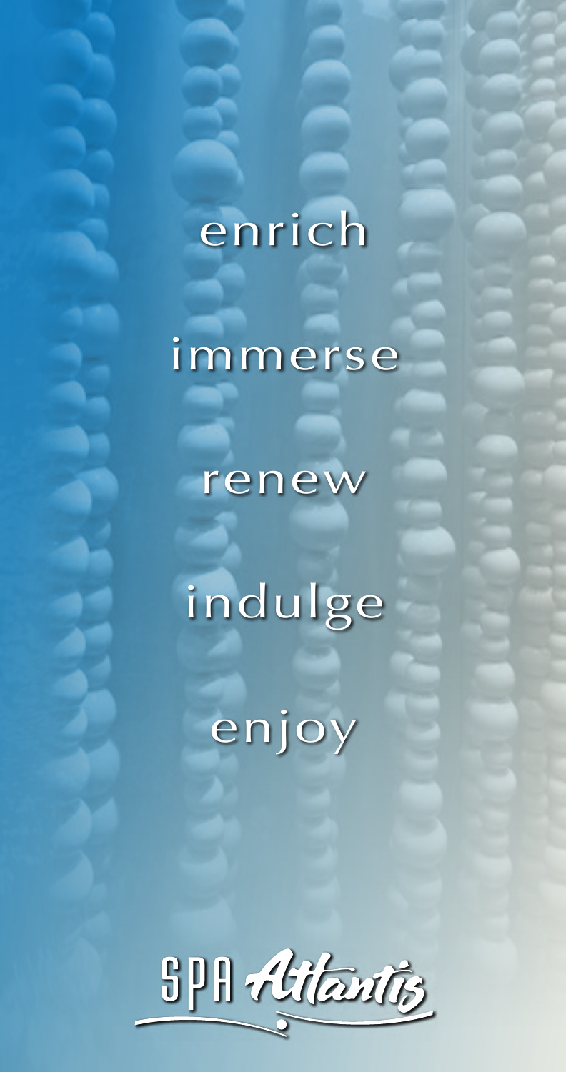enrich

immerse

renew

indulge

enjoy

SPA Atlantis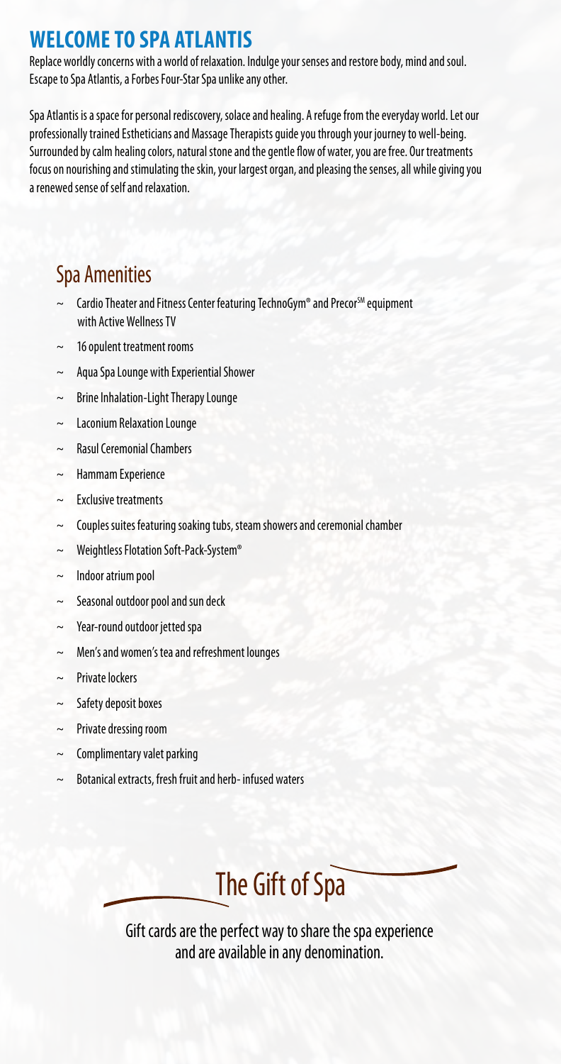# WELCOME TO SPA ATLANTIS

Replace worldly concerns with a world of relaxation. Indulge your senses and restore body, mind and soul. Escape to Spa Atlantis, a Forbes Four-Star Spa unlike any other.

Spa Atlantis is a space for personal rediscovery, solace and healing. A refuge from the everyday world. Let our professionally trained Estheticians and Massage Therapists guide you through your journey to well-being. Surrounded by calm healing colors, natural stone and the gentle flow of water, you are free. Our treatments focus on nourishing and stimulating the skin, your largest organ, and pleasing the senses, all while giving you a renewed sense of self and relaxation.

## Spa Amenities

- Cardio Theater and Fitness Center featuring TechnoGym® and Precor℠ equipment with Active Wellness TV
- 16 opulent treatment rooms
- Aqua Spa Lounge with Experiential Shower
- Brine Inhalation-Light Therapy Lounge
- Laconium Relaxation Lounge
- Rasul Ceremonial Chambers
- Hammam Experience
- Exclusive treatments
- Couples suites featuring soaking tubs, steam showers and ceremonial chamber
- Weightless Flotation Soft-Pack-System®
- Indoor atrium pool
- Seasonal outdoor pool and sun deck
- Year-round outdoor jetted spa
- Men's and women's tea and refreshment lounges
- Private lockers
- Safety deposit boxes
- Private dressing room
- Complimentary valet parking
- Botanical extracts, fresh fruit and herb- infused waters

## The Gift of Spa

Gift cards are the perfect way to share the spa experience and are available in any denomination.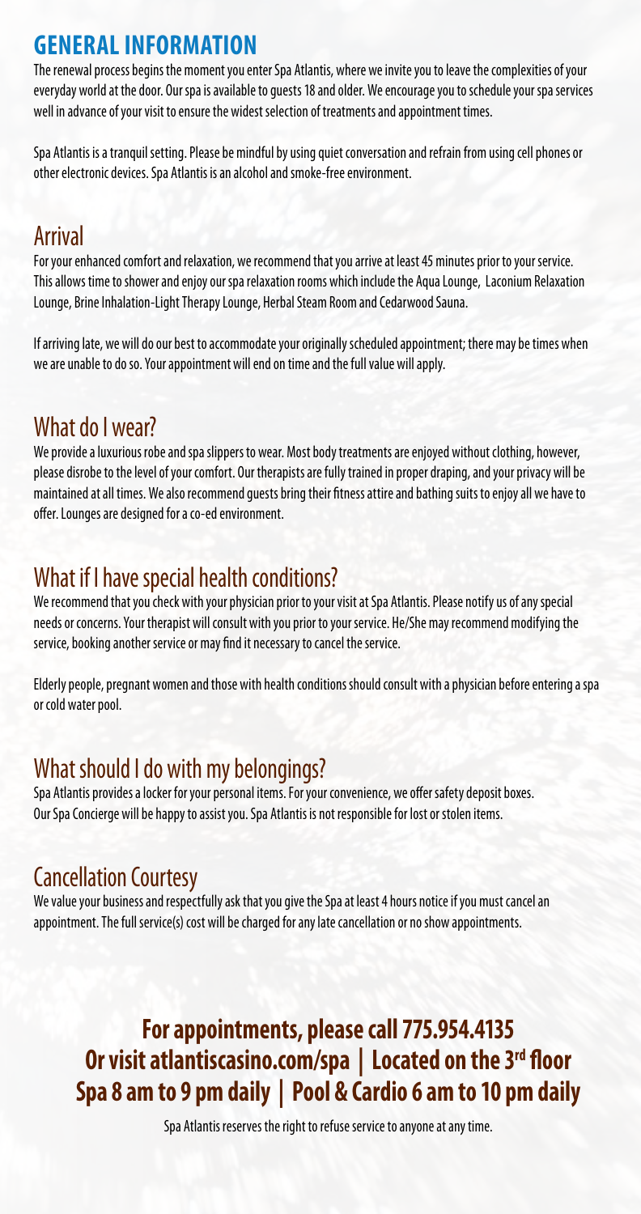# GENERAL INFORMATION

The renewal process begins the moment you enter Spa Atlantis, where we invite you to leave the complexities of your everyday world at the door. Our spa is available to guests 18 and older. We encourage you to schedule your spa services well in advance of your visit to ensure the widest selection of treatments and appointment times.

Spa Atlantis is a tranquil setting. Please be mindful by using quiet conversation and refrain from using cell phones or other electronic devices. Spa Atlantis is an alcohol and smoke-free environment.

## Arrival

For your enhanced comfort and relaxation, we recommend that you arrive at least 45 minutes prior to your service. This allows time to shower and enjoy our spa relaxation rooms which include the Aqua Lounge, Laconium Relaxation Lounge, Brine Inhalation-Light Therapy Lounge, Herbal Steam Room and Cedarwood Sauna.

If arriving late, we will do our best to accommodate your originally scheduled appointment; there may be times when we are unable to do so. Your appointment will end on time and the full value will apply.

## What do I wear?

We provide a luxurious robe and spa slippers to wear. Most body treatments are enjoyed without clothing, however, please disrobe to the level of your comfort. Our therapists are fully trained in proper draping, and your privacy will be maintained at all times. We also recommend guests bring their fitness attire and bathing suits to enjoy all we have to offer. Lounges are designed for a co-ed environment.

## What if I have special health conditions?

We recommend that you check with your physician prior to your visit at Spa Atlantis. Please notify us of any special needs or concerns. Your therapist will consult with you prior to your service. He/She may recommend modifying the service, booking another service or may find it necessary to cancel the service.

Elderly people, pregnant women and those with health conditions should consult with a physician before entering a spa or cold water pool.

## What should I do with my belongings?

Spa Atlantis provides a locker for your personal items. For your convenience, we offer safety deposit boxes. Our Spa Concierge will be happy to assist you. Spa Atlantis is not responsible for lost or stolen items.

## Cancellation Courtesy

We value your business and respectfully ask that you give the Spa at least 4 hours notice if you must cancel an appointment. The full service(s) cost will be charged for any late cancellation or no show appointments.

**For appointments, please call 775.954.4135**
**Or visit atlantiscasino.com/spa | Located on the 3rd floor**
**Spa 8 am to 9 pm daily | Pool & Cardio 6 am to 10 pm daily**

Spa Atlantis reserves the right to refuse service to anyone at any time.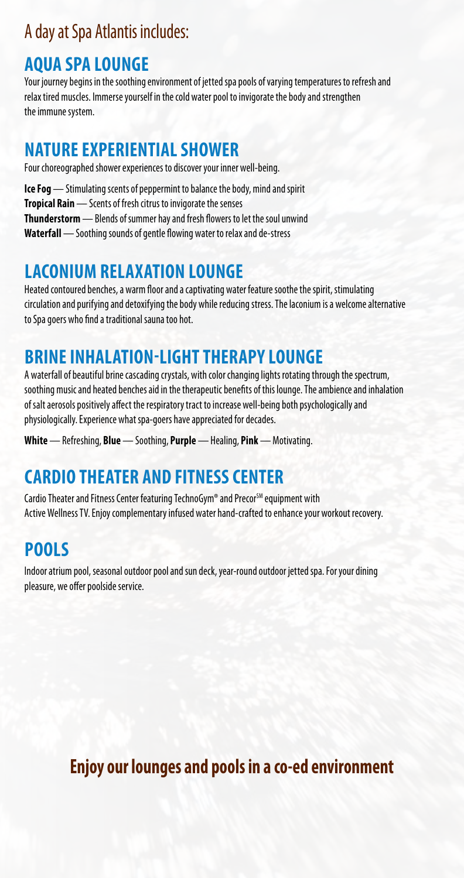# A day at Spa Atlantis includes:

## AQUA SPA LOUNGE

Your journey begins in the soothing environment of jetted spa pools of varying temperatures to refresh and relax tired muscles. Immerse yourself in the cold water pool to invigorate the body and strengthen the immune system.

## NATURE EXPERIENTIAL SHOWER

Four choreographed shower experiences to discover your inner well-being.

**Ice Fog** — Stimulating scents of peppermint to balance the body, mind and spirit
**Tropical Rain** — Scents of fresh citrus to invigorate the senses
**Thunderstorm** — Blends of summer hay and fresh flowers to let the soul unwind
**Waterfall** — Soothing sounds of gentle flowing water to relax and de-stress

## LACONIUM RELAXATION LOUNGE

Heated contoured benches, a warm floor and a captivating water feature soothe the spirit, stimulating circulation and purifying and detoxifying the body while reducing stress. The laconium is a welcome alternative to Spa goers who find a traditional sauna too hot.

## BRINE INHALATION-LIGHT THERAPY LOUNGE

A waterfall of beautiful brine cascading crystals, with color changing lights rotating through the spectrum, soothing music and heated benches aid in the therapeutic benefits of this lounge. The ambience and inhalation of salt aerosols positively affect the respiratory tract to increase well-being both psychologically and physiologically. Experience what spa-goers have appreciated for decades.

**White** — Refreshing, **Blue** — Soothing, **Purple** — Healing, **Pink** — Motivating.

## CARDIO THEATER AND FITNESS CENTER

Cardio Theater and Fitness Center featuring TechnoGym® and Precor℠ equipment with Active Wellness TV. Enjoy complementary infused water hand-crafted to enhance your workout recovery.

## POOLS

Indoor atrium pool, seasonal outdoor pool and sun deck, year-round outdoor jetted spa. For your dining pleasure, we offer poolside service.

**Enjoy our lounges and pools in a co-ed environment**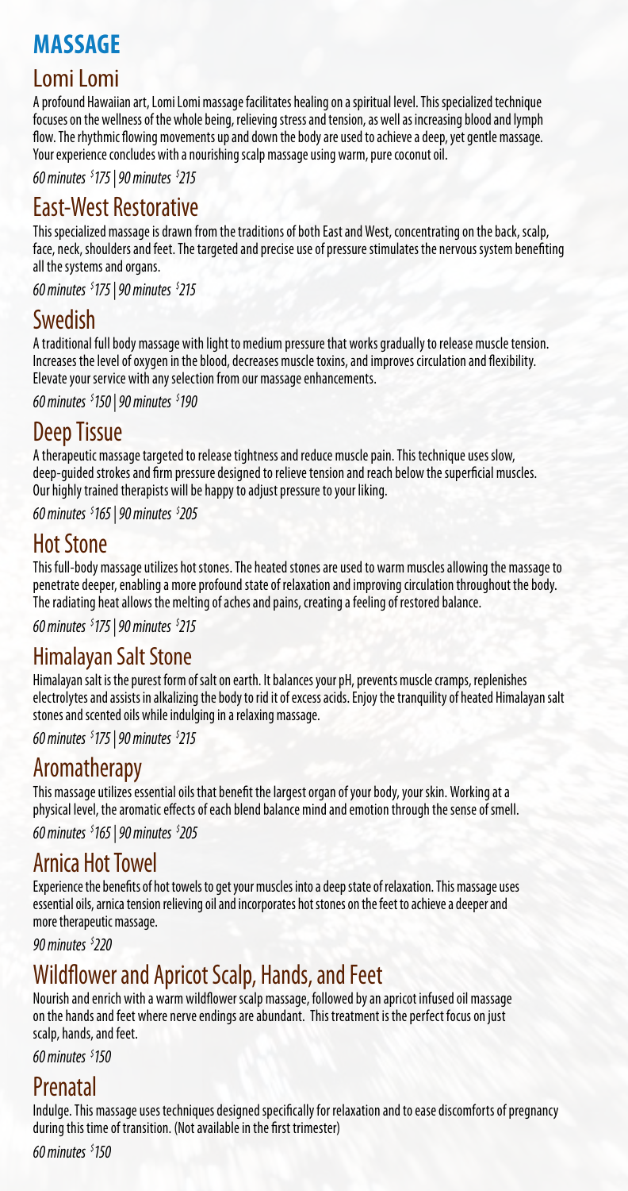# MASSAGE

## Lomi Lomi

A profound Hawaiian art, Lomi Lomi massage facilitates healing on a spiritual level. This specialized technique focuses on the wellness of the whole being, relieving stress and tension, as well as increasing blood and lymph flow. The rhythmic flowing movements up and down the body are used to achieve a deep, yet gentle massage. Your experience concludes with a nourishing scalp massage using warm, pure coconut oil.

*60 minutes $175 | 90 minutes $215*

## East-West Restorative

This specialized massage is drawn from the traditions of both East and West, concentrating on the back, scalp, face, neck, shoulders and feet. The targeted and precise use of pressure stimulates the nervous system benefiting all the systems and organs.

*60 minutes $175 | 90 minutes $215*

## Swedish

A traditional full body massage with light to medium pressure that works gradually to release muscle tension. Increases the level of oxygen in the blood, decreases muscle toxins, and improves circulation and flexibility. Elevate your service with any selection from our massage enhancements.

*60 minutes $150 | 90 minutes $190*

## Deep Tissue

A therapeutic massage targeted to release tightness and reduce muscle pain. This technique uses slow, deep-guided strokes and firm pressure designed to relieve tension and reach below the superficial muscles. Our highly trained therapists will be happy to adjust pressure to your liking.

*60 minutes $165 | 90 minutes $205*

## Hot Stone

This full-body massage utilizes hot stones. The heated stones are used to warm muscles allowing the massage to penetrate deeper, enabling a more profound state of relaxation and improving circulation throughout the body. The radiating heat allows the melting of aches and pains, creating a feeling of restored balance.

*60 minutes $175 | 90 minutes $215*

## Himalayan Salt Stone

Himalayan salt is the purest form of salt on earth. It balances your pH, prevents muscle cramps, replenishes electrolytes and assists in alkalizing the body to rid it of excess acids. Enjoy the tranquility of heated Himalayan salt stones and scented oils while indulging in a relaxing massage.

*60 minutes $175 | 90 minutes $215*

## Aromatherapy

This massage utilizes essential oils that benefit the largest organ of your body, your skin. Working at a physical level, the aromatic effects of each blend balance mind and emotion through the sense of smell.

*60 minutes $165 | 90 minutes $205*

## Arnica Hot Towel

Experience the benefits of hot towels to get your muscles into a deep state of relaxation. This massage uses essential oils, arnica tension relieving oil and incorporates hot stones on the feet to achieve a deeper and more therapeutic massage.

*90 minutes $220*

## Wildflower and Apricot Scalp, Hands, and Feet

Nourish and enrich with a warm wildflower scalp massage, followed by an apricot infused oil massage on the hands and feet where nerve endings are abundant. This treatment is the perfect focus on just scalp, hands, and feet.

*60 minutes $150*

## Prenatal

Indulge. This massage uses techniques designed specifically for relaxation and to ease discomforts of pregnancy during this time of transition. (Not available in the first trimester)

*60 minutes $150*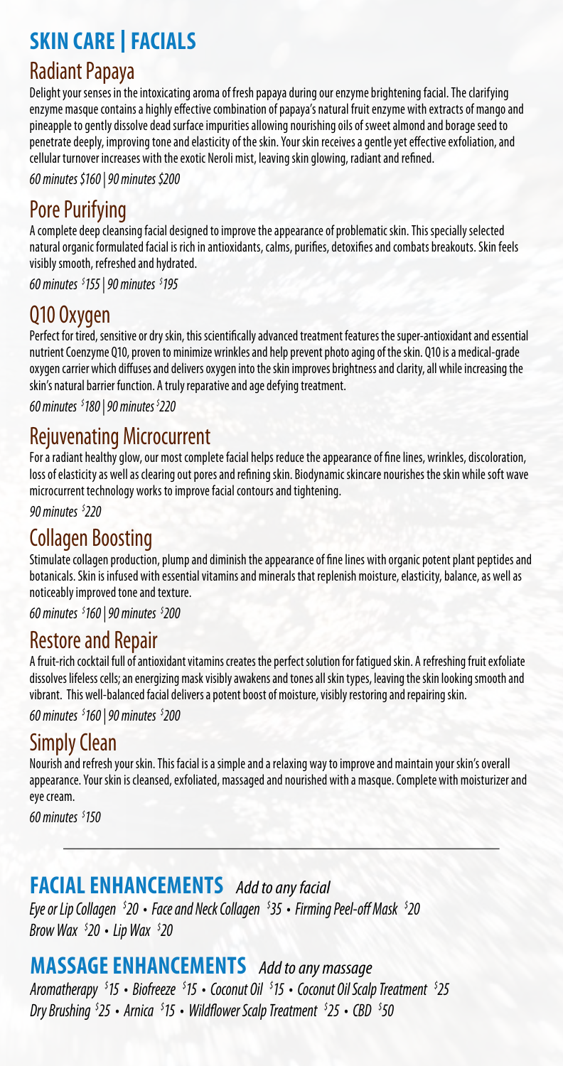# SKIN CARE | FACIALS

## Radiant Papaya

Delight your senses in the intoxicating aroma of fresh papaya during our enzyme brightening facial. The clarifying enzyme masque contains a highly effective combination of papaya's natural fruit enzyme with extracts of mango and pineapple to gently dissolve dead surface impurities allowing nourishing oils of sweet almond and borage seed to penetrate deeply, improving tone and elasticity of the skin. Your skin receives a gentle yet effective exfoliation, and cellular turnover increases with the exotic Neroli mist, leaving skin glowing, radiant and refined.

*60 minutes $160 | 90 minutes $200*

## Pore Purifying

A complete deep cleansing facial designed to improve the appearance of problematic skin. This specially selected natural organic formulated facial is rich in antioxidants, calms, purifies, detoxifies and combats breakouts. Skin feels visibly smooth, refreshed and hydrated.

*60 minutes $155 | 90 minutes $195*

## Q10 Oxygen

Perfect for tired, sensitive or dry skin, this scientifically advanced treatment features the super-antioxidant and essential nutrient Coenzyme Q10, proven to minimize wrinkles and help prevent photo aging of the skin. Q10 is a medical-grade oxygen carrier which diffuses and delivers oxygen into the skin improves brightness and clarity, all while increasing the skin's natural barrier function. A truly reparative and age defying treatment.

*60 minutes $180 | 90 minutes $220*

## Rejuvenating Microcurrent

For a radiant healthy glow, our most complete facial helps reduce the appearance of fine lines, wrinkles, discoloration, loss of elasticity as well as clearing out pores and refining skin. Biodynamic skincare nourishes the skin while soft wave microcurrent technology works to improve facial contours and tightening.

*90 minutes $220*

## Collagen Boosting

Stimulate collagen production, plump and diminish the appearance of fine lines with organic potent plant peptides and botanicals. Skin is infused with essential vitamins and minerals that replenish moisture, elasticity, balance, as well as noticeably improved tone and texture.

*60 minutes $160 | 90 minutes $200*

## Restore and Repair

A fruit-rich cocktail full of antioxidant vitamins creates the perfect solution for fatigued skin. A refreshing fruit exfoliate dissolves lifeless cells; an energizing mask visibly awakens and tones all skin types, leaving the skin looking smooth and vibrant. This well-balanced facial delivers a potent boost of moisture, visibly restoring and repairing skin.

*60 minutes $160 | 90 minutes $200*

## Simply Clean

Nourish and refresh your skin. This facial is a simple and a relaxing way to improve and maintain your skin's overall appearance. Your skin is cleansed, exfoliated, massaged and nourished with a masque. Complete with moisturizer and eye cream.

*60 minutes $150*

---

# FACIAL ENHANCEMENTS *Add to any facial*

*Eye or Lip Collagen $20 • Face and Neck Collagen $35 • Firming Peel-off Mask $20*
*Brow Wax $20 • Lip Wax $20*

# MASSAGE ENHANCEMENTS *Add to any massage*

*Aromatherapy $15 • Biofreeze $15 • Coconut Oil $15 • Coconut Oil Scalp Treatment $25*
*Dry Brushing $25 • Arnica $15 • Wildflower Scalp Treatment $25 • CBD $50*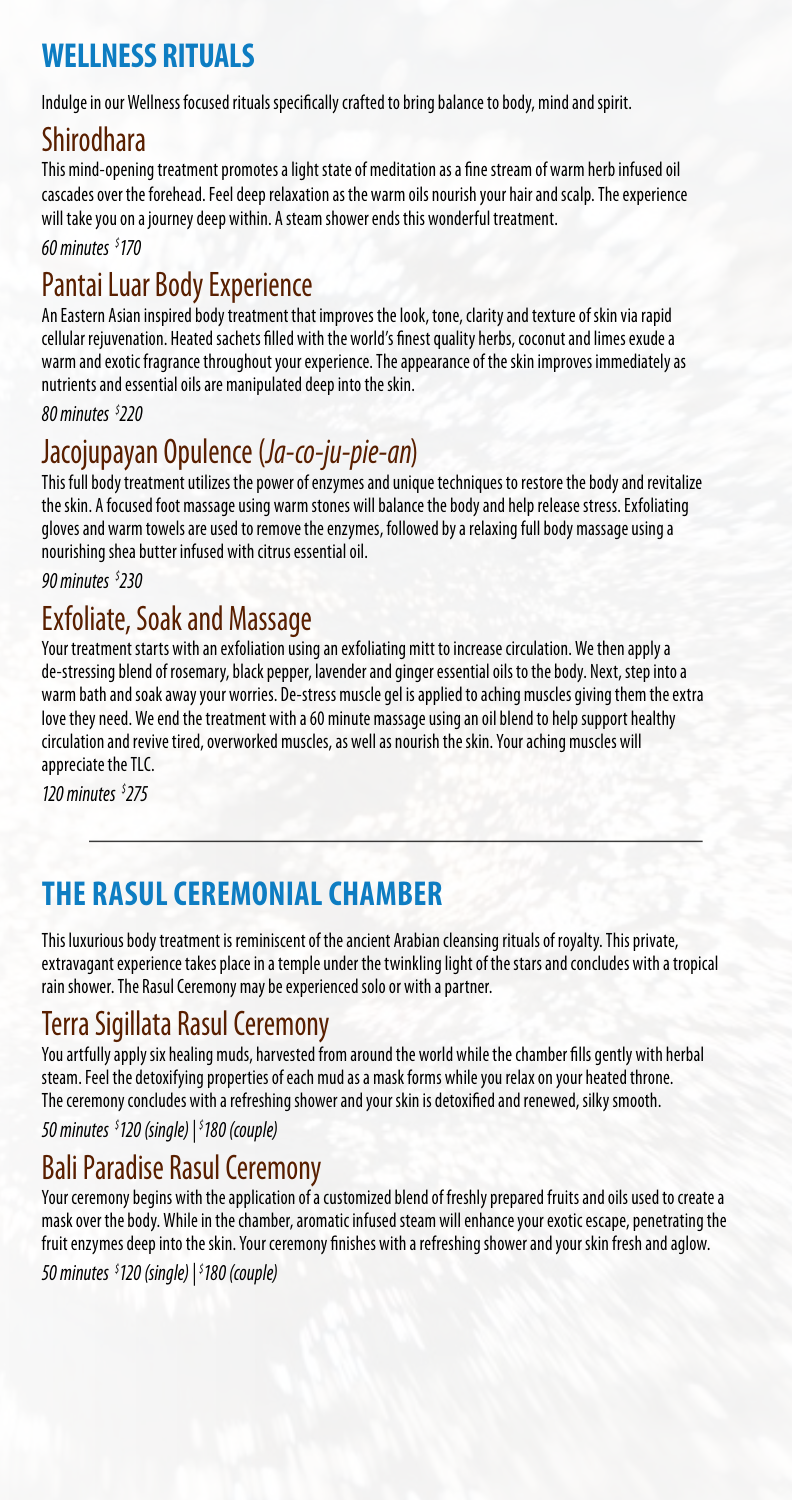## WELLNESS RITUALS

Indulge in our Wellness focused rituals specifically crafted to bring balance to body, mind and spirit.

### Shirodhara

This mind-opening treatment promotes a light state of meditation as a fine stream of warm herb infused oil cascades over the forehead. Feel deep relaxation as the warm oils nourish your hair and scalp. The experience will take you on a journey deep within. A steam shower ends this wonderful treatment.

*60 minutes $170*

### Pantai Luar Body Experience

An Eastern Asian inspired body treatment that improves the look, tone, clarity and texture of skin via rapid cellular rejuvenation. Heated sachets filled with the world's finest quality herbs, coconut and limes exude a warm and exotic fragrance throughout your experience. The appearance of the skin improves immediately as nutrients and essential oils are manipulated deep into the skin.

*80 minutes $220*

### Jacojupayan Opulence (*Ja-co-ju-pie-an*)

This full body treatment utilizes the power of enzymes and unique techniques to restore the body and revitalize the skin. A focused foot massage using warm stones will balance the body and help release stress. Exfoliating gloves and warm towels are used to remove the enzymes, followed by a relaxing full body massage using a nourishing shea butter infused with citrus essential oil.

*90 minutes $230*

### Exfoliate, Soak and Massage

Your treatment starts with an exfoliation using an exfoliating mitt to increase circulation. We then apply a de-stressing blend of rosemary, black pepper, lavender and ginger essential oils to the body. Next, step into a warm bath and soak away your worries. De-stress muscle gel is applied to aching muscles giving them the extra love they need. We end the treatment with a 60 minute massage using an oil blend to help support healthy circulation and revive tired, overworked muscles, as well as nourish the skin. Your aching muscles will appreciate the TLC.

*120 minutes $275*

---

## THE RASUL CEREMONIAL CHAMBER

This luxurious body treatment is reminiscent of the ancient Arabian cleansing rituals of royalty. This private, extravagant experience takes place in a temple under the twinkling light of the stars and concludes with a tropical rain shower. The Rasul Ceremony may be experienced solo or with a partner.

### Terra Sigillata Rasul Ceremony

You artfully apply six healing muds, harvested from around the world while the chamber fills gently with herbal steam. Feel the detoxifying properties of each mud as a mask forms while you relax on your heated throne. The ceremony concludes with a refreshing shower and your skin is detoxified and renewed, silky smooth.

*50 minutes $120 (single) | $180 (couple)*

### Bali Paradise Rasul Ceremony

Your ceremony begins with the application of a customized blend of freshly prepared fruits and oils used to create a mask over the body. While in the chamber, aromatic infused steam will enhance your exotic escape, penetrating the fruit enzymes deep into the skin. Your ceremony finishes with a refreshing shower and your skin fresh and aglow.

*50 minutes $120 (single) | $180 (couple)*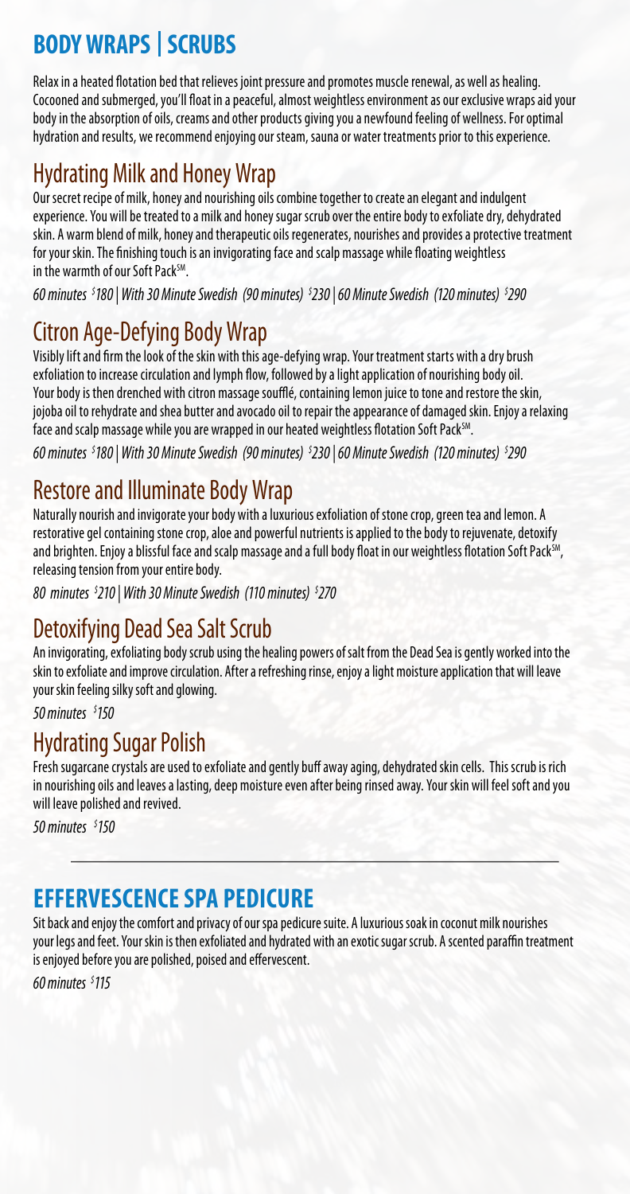# BODY WRAPS | SCRUBS

Relax in a heated flotation bed that relieves joint pressure and promotes muscle renewal, as well as healing. Cocooned and submerged, you'll float in a peaceful, almost weightless environment as our exclusive wraps aid your body in the absorption of oils, creams and other products giving you a newfound feeling of wellness. For optimal hydration and results, we recommend enjoying our steam, sauna or water treatments prior to this experience.

## Hydrating Milk and Honey Wrap

Our secret recipe of milk, honey and nourishing oils combine together to create an elegant and indulgent experience. You will be treated to a milk and honey sugar scrub over the entire body to exfoliate dry, dehydrated skin. A warm blend of milk, honey and therapeutic oils regenerates, nourishes and provides a protective treatment for your skin. The finishing touch is an invigorating face and scalp massage while floating weightless in the warmth of our Soft Pack[SM].

*60 minutes $180 | With 30 Minute Swedish (90 minutes) $230 | 60 Minute Swedish (120 minutes) $290*

## Citron Age-Defying Body Wrap

Visibly lift and firm the look of the skin with this age-defying wrap. Your treatment starts with a dry brush exfoliation to increase circulation and lymph flow, followed by a light application of nourishing body oil. Your body is then drenched with citron massage soufflé, containing lemon juice to tone and restore the skin, jojoba oil to rehydrate and shea butter and avocado oil to repair the appearance of damaged skin. Enjoy a relaxing face and scalp massage while you are wrapped in our heated weightless flotation Soft Pack[SM].

*60 minutes $180 | With 30 Minute Swedish (90 minutes) $230 | 60 Minute Swedish (120 minutes) $290*

## Restore and Illuminate Body Wrap

Naturally nourish and invigorate your body with a luxurious exfoliation of stone crop, green tea and lemon. A restorative gel containing stone crop, aloe and powerful nutrients is applied to the body to rejuvenate, detoxify and brighten. Enjoy a blissful face and scalp massage and a full body float in our weightless flotation Soft Pack[SM], releasing tension from your entire body.

*80 minutes $210 | With 30 Minute Swedish (110 minutes) $270*

## Detoxifying Dead Sea Salt Scrub

An invigorating, exfoliating body scrub using the healing powers of salt from the Dead Sea is gently worked into the skin to exfoliate and improve circulation. After a refreshing rinse, enjoy a light moisture application that will leave your skin feeling silky soft and glowing.

*50 minutes $150*

## Hydrating Sugar Polish

Fresh sugarcane crystals are used to exfoliate and gently buff away aging, dehydrated skin cells. This scrub is rich in nourishing oils and leaves a lasting, deep moisture even after being rinsed away. Your skin will feel soft and you will leave polished and revived.

*50 minutes $150*

---

# EFFERVESCENCE SPA PEDICURE

Sit back and enjoy the comfort and privacy of our spa pedicure suite. A luxurious soak in coconut milk nourishes your legs and feet. Your skin is then exfoliated and hydrated with an exotic sugar scrub. A scented paraffin treatment is enjoyed before you are polished, poised and effervescent.

*60 minutes $115*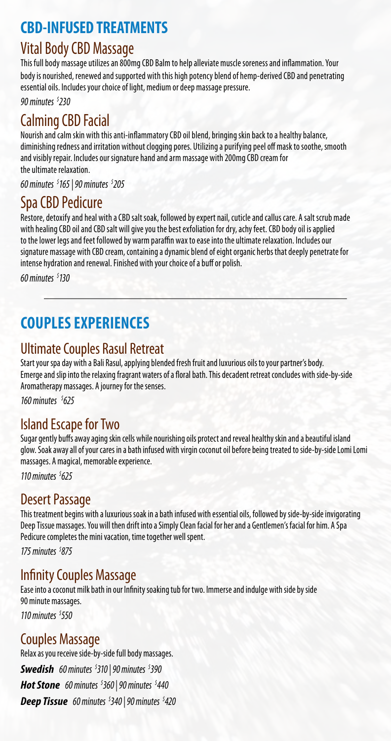## CBD-INFUSED TREATMENTS

### Vital Body CBD Massage

This full body massage utilizes an 800mg CBD Balm to help alleviate muscle soreness and inflammation. Your body is nourished, renewed and supported with this high potency blend of hemp-derived CBD and penetrating essential oils. Includes your choice of light, medium or deep massage pressure.

*90 minutes $230*

### Calming CBD Facial

Nourish and calm skin with this anti-inflammatory CBD oil blend, bringing skin back to a healthy balance, diminishing redness and irritation without clogging pores. Utilizing a purifying peel off mask to soothe, smooth and visibly repair. Includes our signature hand and arm massage with 200mg CBD cream for the ultimate relaxation.

*60 minutes $165 | 90 minutes $205*

### Spa CBD Pedicure

Restore, detoxify and heal with a CBD salt soak, followed by expert nail, cuticle and callus care. A salt scrub made with healing CBD oil and CBD salt will give you the best exfoliation for dry, achy feet. CBD body oil is applied to the lower legs and feet followed by warm paraffin wax to ease into the ultimate relaxation. Includes our signature massage with CBD cream, containing a dynamic blend of eight organic herbs that deeply penetrate for intense hydration and renewal. Finished with your choice of a buff or polish.

*60 minutes $130*

---

## COUPLES EXPERIENCES

### Ultimate Couples Rasul Retreat

Start your spa day with a Bali Rasul, applying blended fresh fruit and luxurious oils to your partner's body. Emerge and slip into the relaxing fragrant waters of a floral bath. This decadent retreat concludes with side-by-side Aromatherapy massages. A journey for the senses.

*160 minutes $625*

### Island Escape for Two

Sugar gently buffs away aging skin cells while nourishing oils protect and reveal healthy skin and a beautiful island glow. Soak away all of your cares in a bath infused with virgin coconut oil before being treated to side-by-side Lomi Lomi massages. A magical, memorable experience.

*110 minutes $625*

### Desert Passage

This treatment begins with a luxurious soak in a bath infused with essential oils, followed by side-by-side invigorating Deep Tissue massages. You will then drift into a Simply Clean facial for her and a Gentlemen's facial for him. A Spa Pedicure completes the mini vacation, time together well spent.

*175 minutes $875*

### Infinity Couples Massage

Ease into a coconut milk bath in our Infinity soaking tub for two. Immerse and indulge with side by side 90 minute massages.

*110 minutes $550*

### Couples Massage

Relax as you receive side-by-side full body massages.

***Swedish*** *60 minutes $310 | 90 minutes $390*

***Hot Stone*** *60 minutes $360 | 90 minutes $440*

***Deep Tissue*** *60 minutes $340 | 90 minutes $420*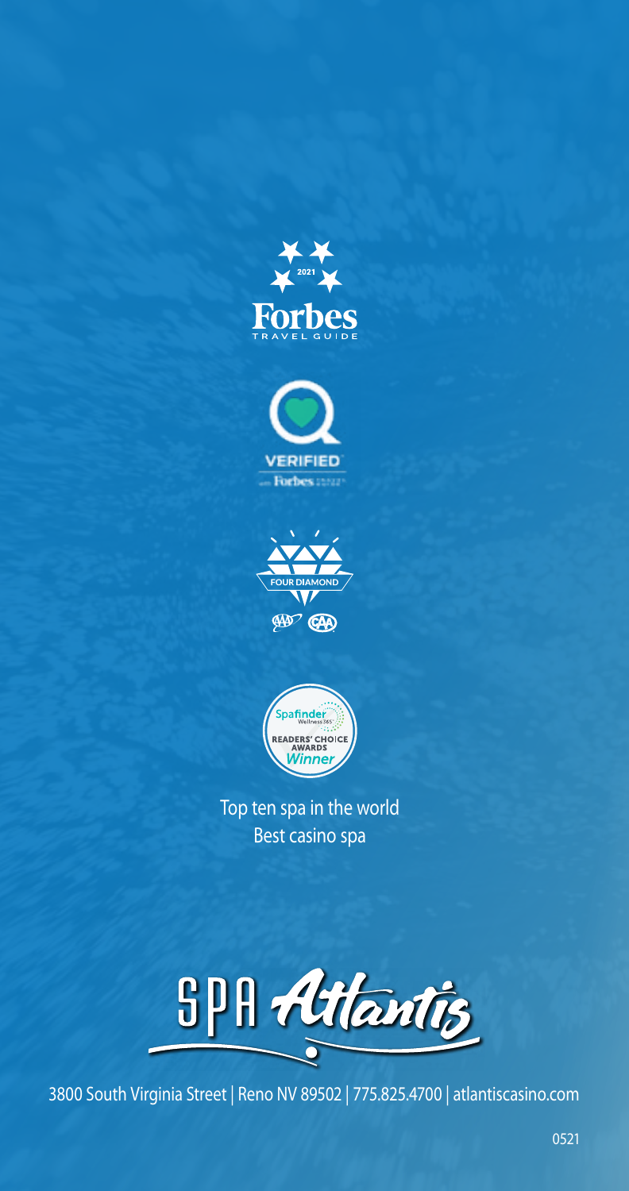2021

Forbes

TRAVEL GUIDE

VERIFIED

Forbes

FOUR DIAMOND

AAA CAA

Spafinder Wellness 365

READERS' CHOICE AWARDS

Winner

Top ten spa in the world

Best casino spa

SPA Atlantis

3800 South Virginia Street | Reno NV 89502 | 775.825.4700 | atlantiscasino.com

0521